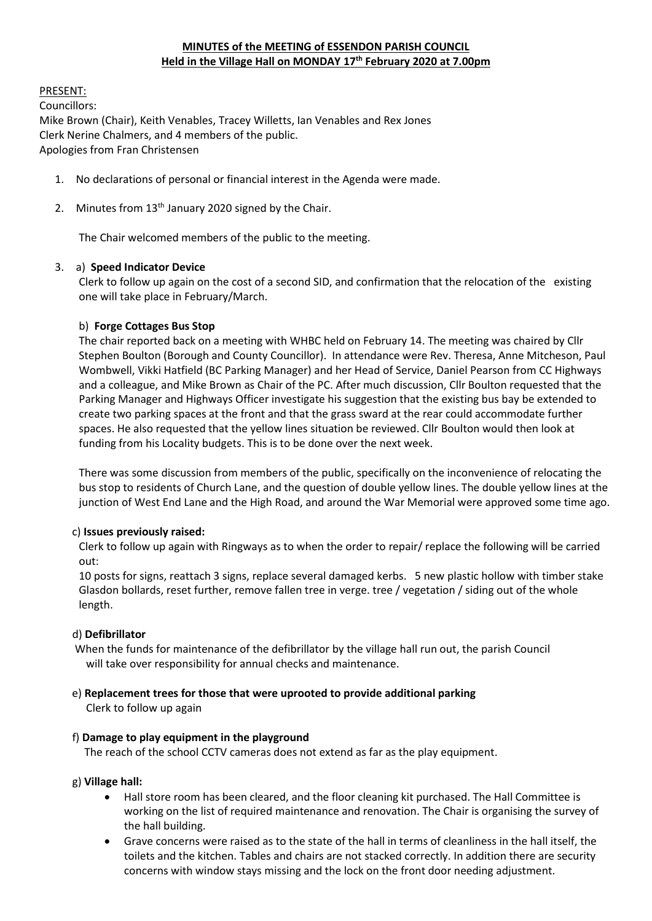**MINUTES of the MEETING of ESSENDON PARISH COUNCIL**
**Held in the Village Hall on MONDAY 17th February 2020 at 7.00pm**

PRESENT:
Councillors:
Mike Brown (Chair), Keith Venables, Tracey Willetts, Ian Venables and Rex Jones
Clerk Nerine Chalmers, and 4 members of the public.
Apologies from Fran Christensen

1. No declarations of personal or financial interest in the Agenda were made.

2. Minutes from 13th January 2020 signed by the Chair.

   The Chair welcomed members of the public to the meeting.

3. a) **Speed Indicator Device**
   Clerk to follow up again on the cost of a second SID, and confirmation that the relocation of the existing one will take place in February/March.

   b) **Forge Cottages Bus Stop**
   The chair reported back on a meeting with WHBC held on February 14. The meeting was chaired by Cllr Stephen Boulton (Borough and County Councillor). In attendance were Rev. Theresa, Anne Mitcheson, Paul Wombwell, Vikki Hatfield (BC Parking Manager) and her Head of Service, Daniel Pearson from CC Highways and a colleague, and Mike Brown as Chair of the PC. After much discussion, Cllr Boulton requested that the Parking Manager and Highways Officer investigate his suggestion that the existing bus bay be extended to create two parking spaces at the front and that the grass sward at the rear could accommodate further spaces. He also requested that the yellow lines situation be reviewed. Cllr Boulton would then look at funding from his Locality budgets. This is to be done over the next week.

   There was some discussion from members of the public, specifically on the inconvenience of relocating the bus stop to residents of Church Lane, and the question of double yellow lines. The double yellow lines at the junction of West End Lane and the High Road, and around the War Memorial were approved some time ago.

   c) **Issues previously raised:**
   Clerk to follow up again with Ringways as to when the order to repair/ replace the following will be carried out:
   10 posts for signs, reattach 3 signs, replace several damaged kerbs. 5 new plastic hollow with timber stake Glasdon bollards, reset further, remove fallen tree in verge. tree / vegetation / siding out of the whole length.

   d) **Defibrillator**
   When the funds for maintenance of the defibrillator by the village hall run out, the parish Council will take over responsibility for annual checks and maintenance.

   e) **Replacement trees for those that were uprooted to provide additional parking**
   Clerk to follow up again

   f) **Damage to play equipment in the playground**
   The reach of the school CCTV cameras does not extend as far as the play equipment.

   g) **Village hall:**
   - Hall store room has been cleared, and the floor cleaning kit purchased. The Hall Committee is working on the list of required maintenance and renovation. The Chair is organising the survey of the hall building.
   - Grave concerns were raised as to the state of the hall in terms of cleanliness in the hall itself, the toilets and the kitchen. Tables and chairs are not stacked correctly. In addition there are security concerns with window stays missing and the lock on the front door needing adjustment.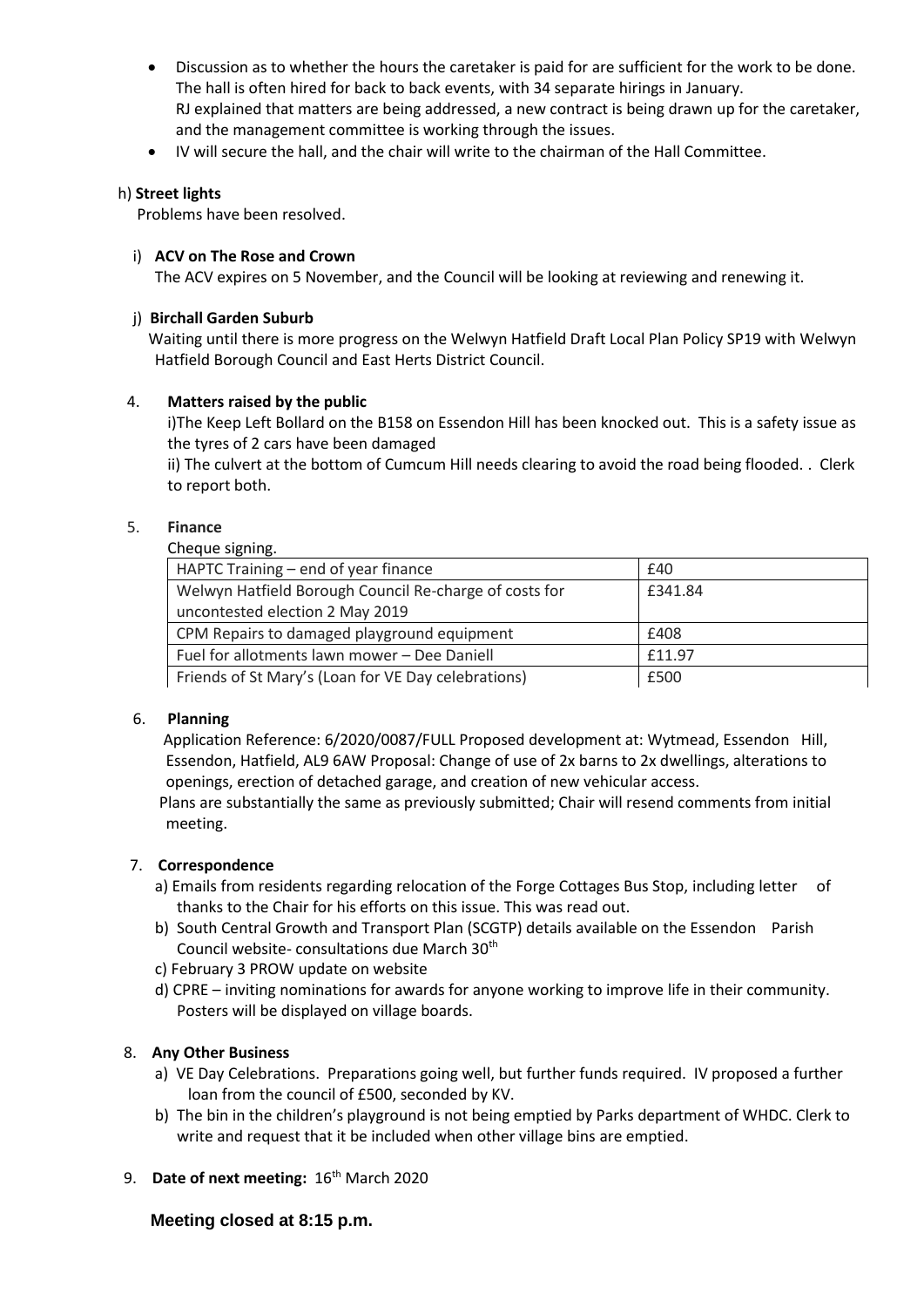- Discussion as to whether the hours the caretaker is paid for are sufficient for the work to be done. The hall is often hired for back to back events, with 34 separate hirings in January. RJ explained that matters are being addressed, a new contract is being drawn up for the caretaker, and the management committee is working through the issues.
- IV will secure the hall, and the chair will write to the chairman of the Hall Committee.

h) **Street lights**

Problems have been resolved.

i) **ACV on The Rose and Crown**

The ACV expires on 5 November, and the Council will be looking at reviewing and renewing it.

j) **Birchall Garden Suburb**

Waiting until there is more progress on the Welwyn Hatfield Draft Local Plan Policy SP19 with Welwyn Hatfield Borough Council and East Herts District Council.

4. **Matters raised by the public**

i)The Keep Left Bollard on the B158 on Essendon Hill has been knocked out. This is a safety issue as the tyres of 2 cars have been damaged

ii) The culvert at the bottom of Cumcum Hill needs clearing to avoid the road being flooded. . Clerk to report both.

5. **Finance**

Cheque signing.

| | |
|---|---|
| HAPTC Training – end of year finance | £40 |
| Welwyn Hatfield Borough Council Re-charge of costs for uncontested election 2 May 2019 | £341.84 |
| CPM Repairs to damaged playground equipment | £408 |
| Fuel for allotments lawn mower – Dee Daniell | £11.97 |
| Friends of St Mary's (Loan for VE Day celebrations) | £500 |

6. **Planning**

Application Reference: 6/2020/0087/FULL Proposed development at: Wytmead, Essendon Hill, Essendon, Hatfield, AL9 6AW Proposal: Change of use of 2x barns to 2x dwellings, alterations to openings, erection of detached garage, and creation of new vehicular access.

Plans are substantially the same as previously submitted; Chair will resend comments from initial meeting.

7. **Correspondence**

a) Emails from residents regarding relocation of the Forge Cottages Bus Stop, including letter of thanks to the Chair for his efforts on this issue. This was read out.

b) South Central Growth and Transport Plan (SCGTP) details available on the Essendon Parish Council website- consultations due March 30th

c) February 3 PROW update on website

d) CPRE – inviting nominations for awards for anyone working to improve life in their community. Posters will be displayed on village boards.

8. **Any Other Business**

a) VE Day Celebrations. Preparations going well, but further funds required. IV proposed a further loan from the council of £500, seconded by KV.

b) The bin in the children's playground is not being emptied by Parks department of WHDC. Clerk to write and request that it be included when other village bins are emptied.

9. **Date of next meeting:** 16th March 2020

**Meeting closed at 8:15 p.m.**